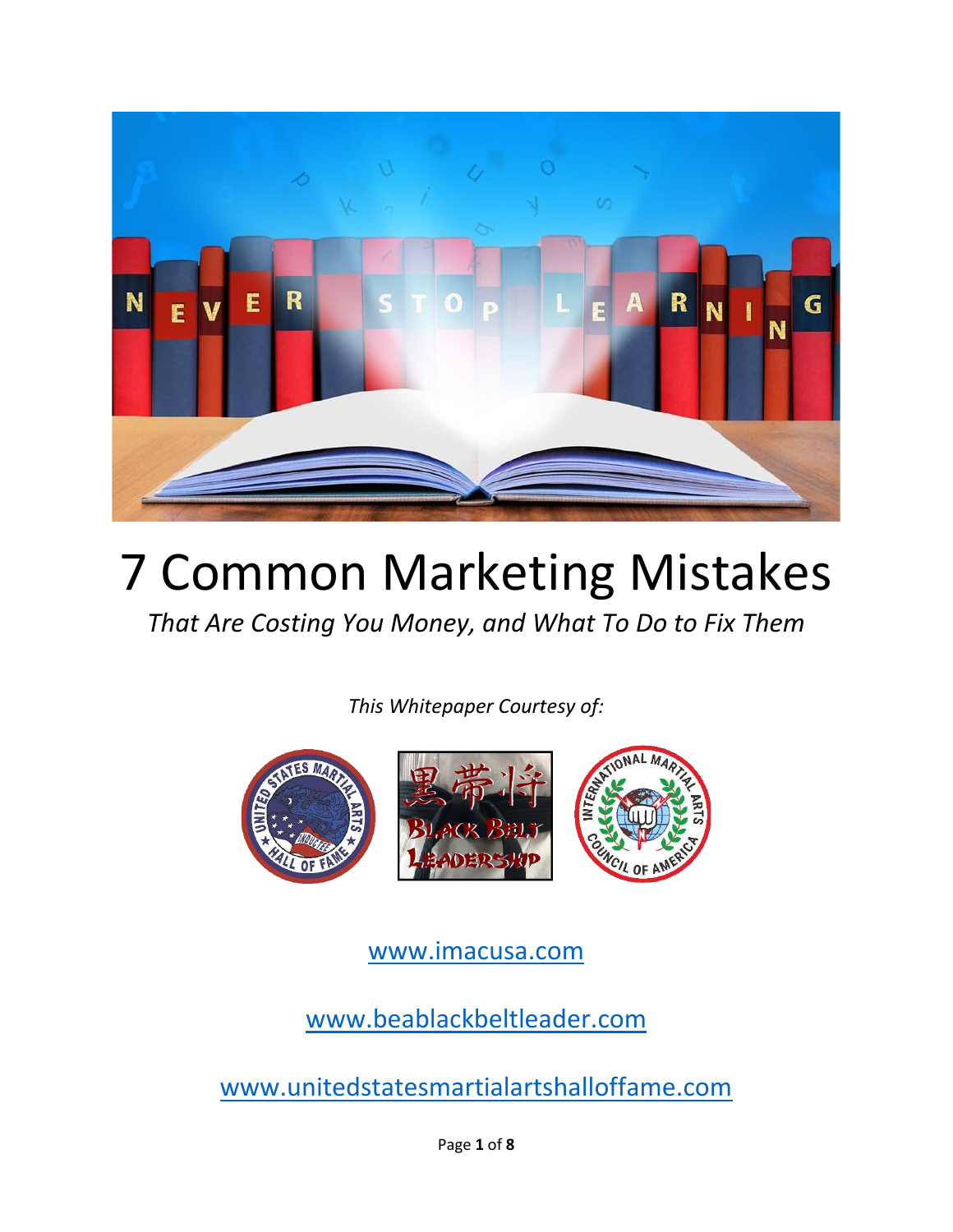# 7 Common Marketing Mistakes

*That Are Costing You Money, and What To Do to Fix Them*

*This Whitepaper Courtesy of:*

[www.imacusa.com](http://www.imacusa.com)

[www.beablackbeltleader.com](http://www.beablackbeltleader.com)

[www.unitedstatesmartialartshalloffame.com](http://www.unitedstatesmartialartshalloffame.com)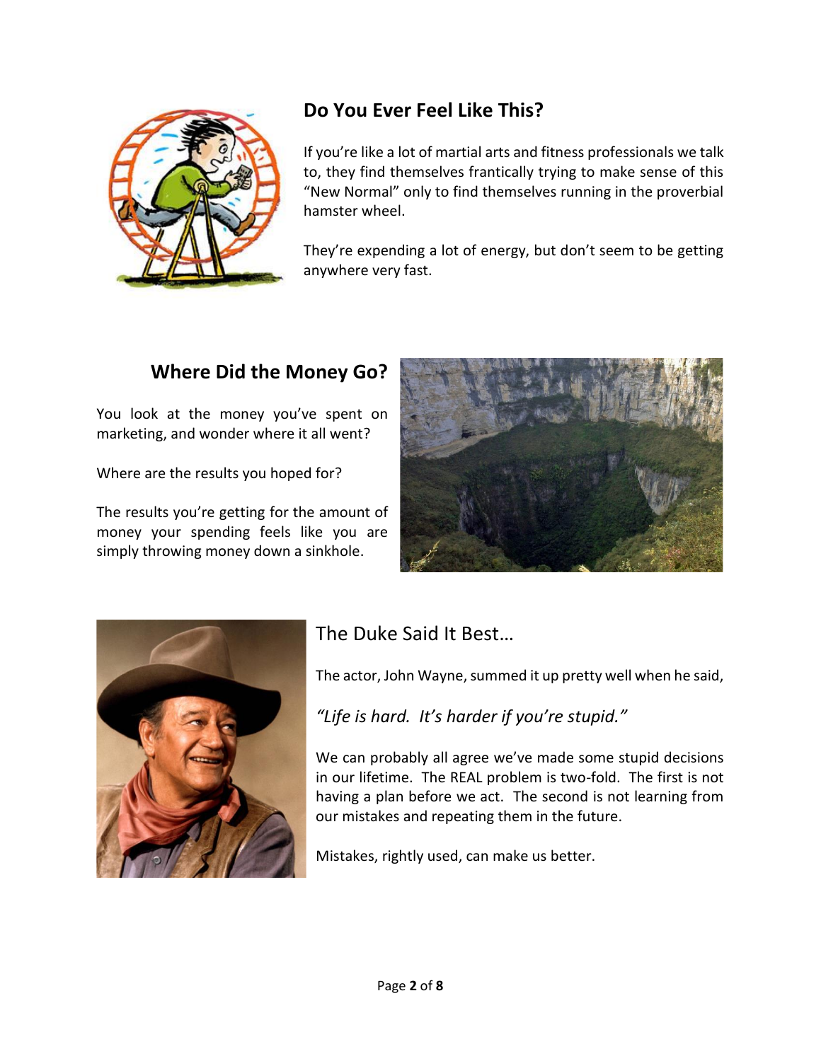## Do You Ever Feel Like This?

If you're like a lot of martial arts and fitness professionals we talk to, they find themselves frantically trying to make sense of this "New Normal" only to find themselves running in the proverbial hamster wheel.

They're expending a lot of energy, but don't seem to be getting anywhere very fast.

## Where Did the Money Go?

You look at the money you've spent on marketing, and wonder where it all went?

Where are the results you hoped for?

The results you're getting for the amount of money your spending feels like you are simply throwing money down a sinkhole.

## The Duke Said It Best…

The actor, John Wayne, summed it up pretty well when he said,

*"Life is hard. It's harder if you're stupid."*

We can probably all agree we've made some stupid decisions in our lifetime. The REAL problem is two-fold. The first is not having a plan before we act. The second is not learning from our mistakes and repeating them in the future.

Mistakes, rightly used, can make us better.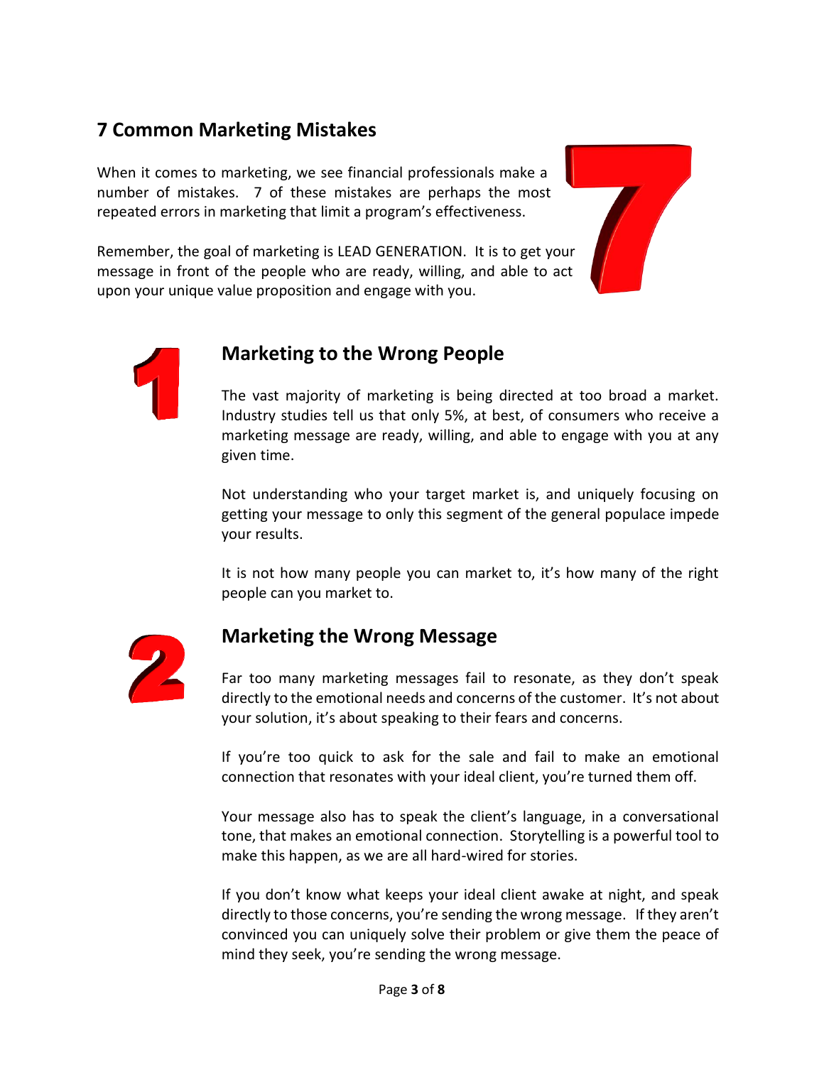## 7 Common Marketing Mistakes

When it comes to marketing, we see financial professionals make a number of mistakes. 7 of these mistakes are perhaps the most repeated errors in marketing that limit a program's effectiveness.

Remember, the goal of marketing is LEAD GENERATION. It is to get your message in front of the people who are ready, willing, and able to act upon your unique value proposition and engage with you.

### 1. Marketing to the Wrong People

The vast majority of marketing is being directed at too broad a market. Industry studies tell us that only 5%, at best, of consumers who receive a marketing message are ready, willing, and able to engage with you at any given time.

Not understanding who your target market is, and uniquely focusing on getting your message to only this segment of the general populace impede your results.

It is not how many people you can market to, it's how many of the right people can you market to.

### 2. Marketing the Wrong Message

Far too many marketing messages fail to resonate, as they don't speak directly to the emotional needs and concerns of the customer. It's not about your solution, it's about speaking to their fears and concerns.

If you're too quick to ask for the sale and fail to make an emotional connection that resonates with your ideal client, you're turned them off.

Your message also has to speak the client's language, in a conversational tone, that makes an emotional connection. Storytelling is a powerful tool to make this happen, as we are all hard-wired for stories.

If you don't know what keeps your ideal client awake at night, and speak directly to those concerns, you're sending the wrong message. If they aren't convinced you can uniquely solve their problem or give them the peace of mind they seek, you're sending the wrong message.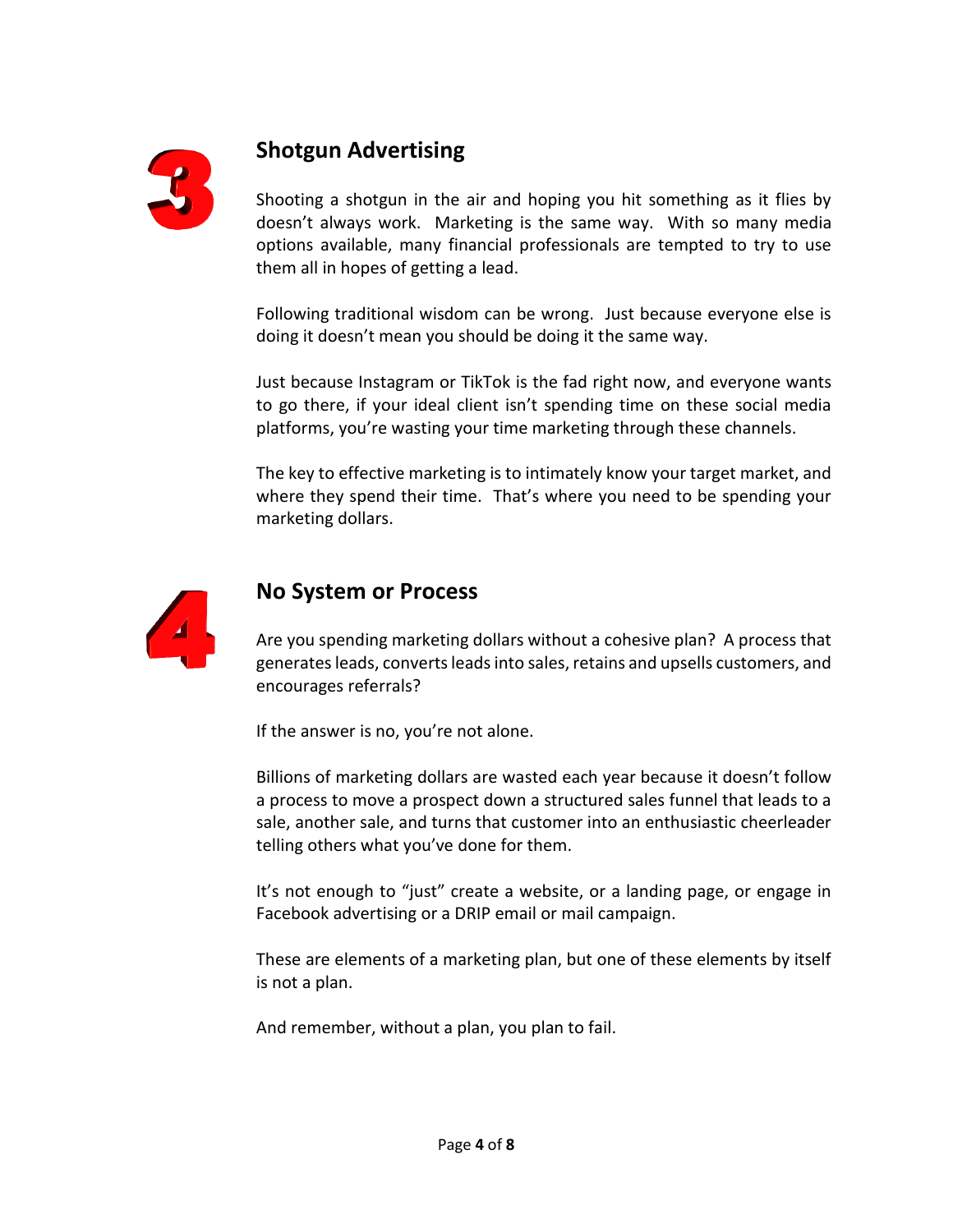## 3 Shotgun Advertising

Shooting a shotgun in the air and hoping you hit something as it flies by doesn't always work. Marketing is the same way. With so many media options available, many financial professionals are tempted to try to use them all in hopes of getting a lead.

Following traditional wisdom can be wrong. Just because everyone else is doing it doesn't mean you should be doing it the same way.

Just because Instagram or TikTok is the fad right now, and everyone wants to go there, if your ideal client isn't spending time on these social media platforms, you're wasting your time marketing through these channels.

The key to effective marketing is to intimately know your target market, and where they spend their time. That's where you need to be spending your marketing dollars.

## 4 No System or Process

Are you spending marketing dollars without a cohesive plan? A process that generates leads, converts leads into sales, retains and upsells customers, and encourages referrals?

If the answer is no, you're not alone.

Billions of marketing dollars are wasted each year because it doesn't follow a process to move a prospect down a structured sales funnel that leads to a sale, another sale, and turns that customer into an enthusiastic cheerleader telling others what you've done for them.

It's not enough to "just" create a website, or a landing page, or engage in Facebook advertising or a DRIP email or mail campaign.

These are elements of a marketing plan, but one of these elements by itself is not a plan.

And remember, without a plan, you plan to fail.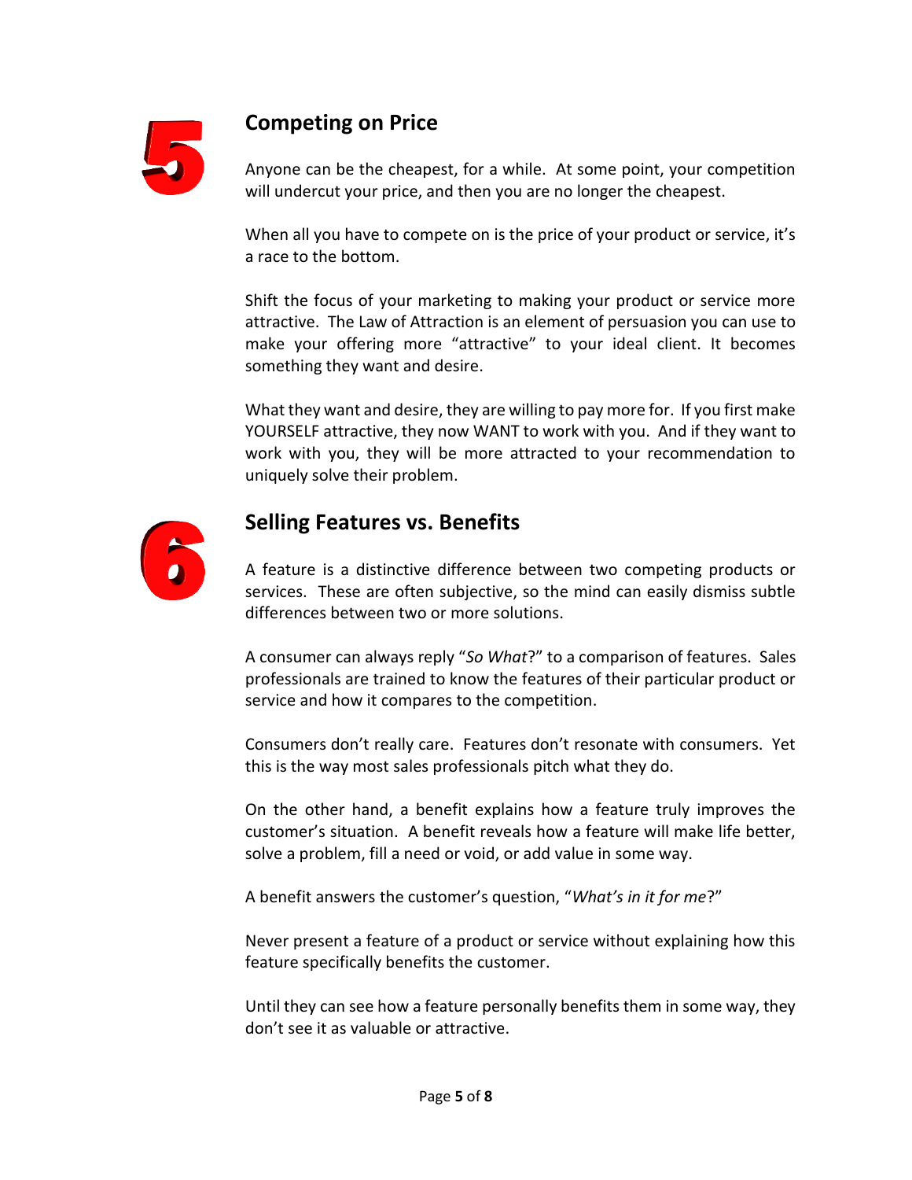## 5 Competing on Price

Anyone can be the cheapest, for a while. At some point, your competition will undercut your price, and then you are no longer the cheapest.

When all you have to compete on is the price of your product or service, it's a race to the bottom.

Shift the focus of your marketing to making your product or service more attractive. The Law of Attraction is an element of persuasion you can use to make your offering more "attractive" to your ideal client. It becomes something they want and desire.

What they want and desire, they are willing to pay more for. If you first make YOURSELF attractive, they now WANT to work with you. And if they want to work with you, they will be more attracted to your recommendation to uniquely solve their problem.

## 6 Selling Features vs. Benefits

A feature is a distinctive difference between two competing products or services. These are often subjective, so the mind can easily dismiss subtle differences between two or more solutions.

A consumer can always reply "*So What*?" to a comparison of features. Sales professionals are trained to know the features of their particular product or service and how it compares to the competition.

Consumers don't really care. Features don't resonate with consumers. Yet this is the way most sales professionals pitch what they do.

On the other hand, a benefit explains how a feature truly improves the customer's situation. A benefit reveals how a feature will make life better, solve a problem, fill a need or void, or add value in some way.

A benefit answers the customer's question, "*What's in it for me*?"

Never present a feature of a product or service without explaining how this feature specifically benefits the customer.

Until they can see how a feature personally benefits them in some way, they don't see it as valuable or attractive.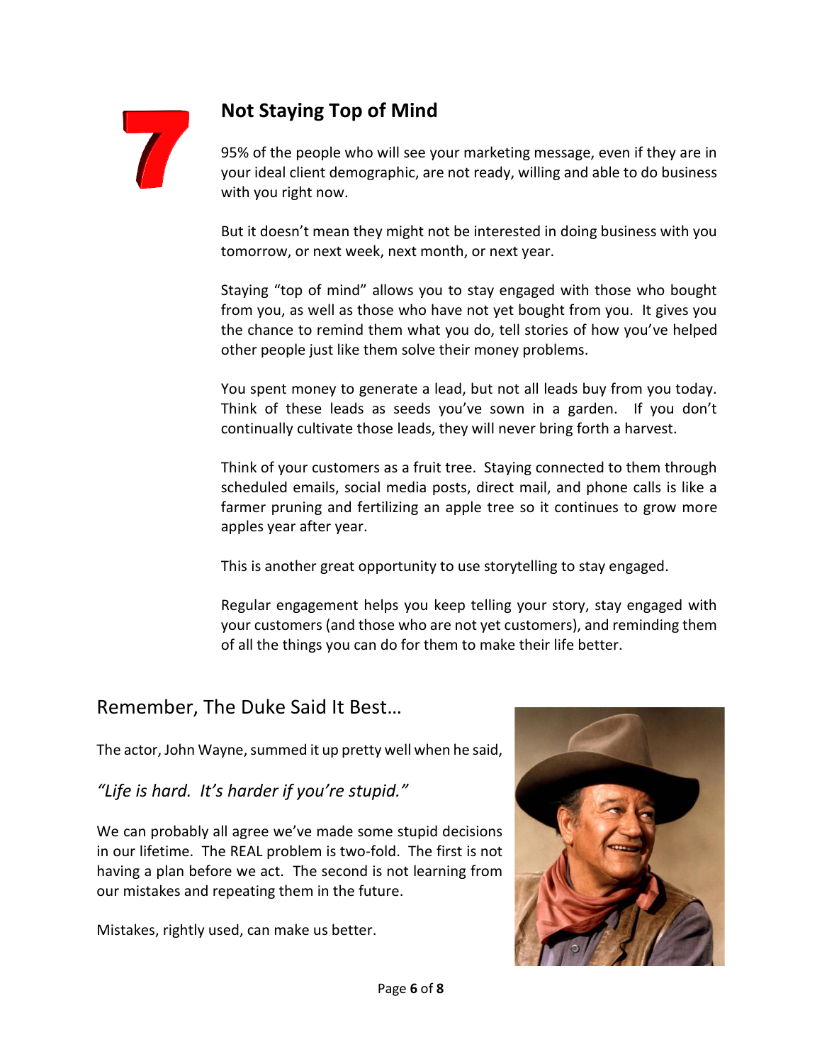## 7 Not Staying Top of Mind

95% of the people who will see your marketing message, even if they are in your ideal client demographic, are not ready, willing and able to do business with you right now.

But it doesn't mean they might not be interested in doing business with you tomorrow, or next week, next month, or next year.

Staying "top of mind" allows you to stay engaged with those who bought from you, as well as those who have not yet bought from you. It gives you the chance to remind them what you do, tell stories of how you've helped other people just like them solve their money problems.

You spent money to generate a lead, but not all leads buy from you today. Think of these leads as seeds you've sown in a garden. If you don't continually cultivate those leads, they will never bring forth a harvest.

Think of your customers as a fruit tree. Staying connected to them through scheduled emails, social media posts, direct mail, and phone calls is like a farmer pruning and fertilizing an apple tree so it continues to grow more apples year after year.

This is another great opportunity to use storytelling to stay engaged.

Regular engagement helps you keep telling your story, stay engaged with your customers (and those who are not yet customers), and reminding them of all the things you can do for them to make their life better.

## Remember, The Duke Said It Best…

The actor, John Wayne, summed it up pretty well when he said,

*"Life is hard. It's harder if you're stupid."*

We can probably all agree we've made some stupid decisions in our lifetime. The REAL problem is two-fold. The first is not having a plan before we act. The second is not learning from our mistakes and repeating them in the future.

Mistakes, rightly used, can make us better.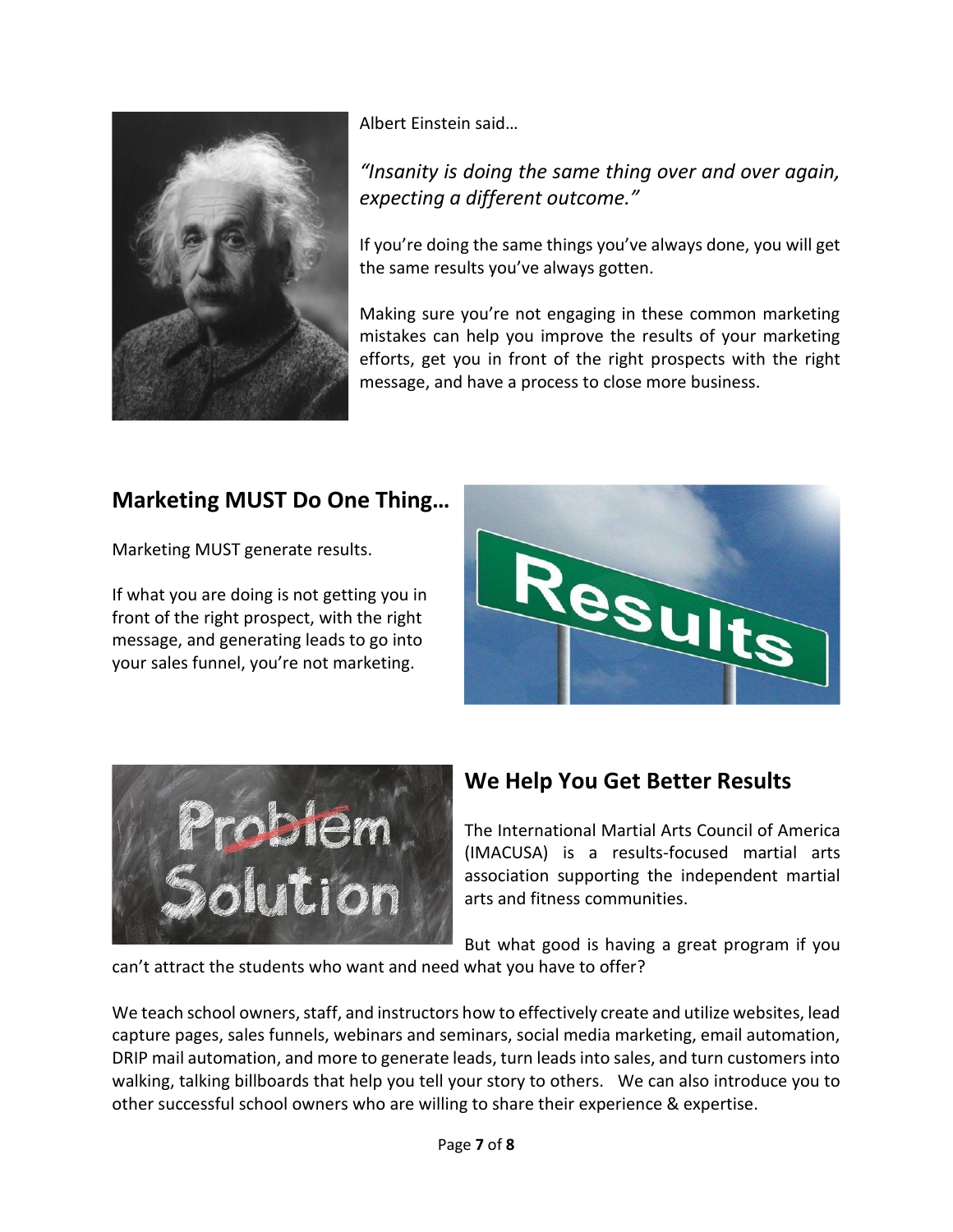Albert Einstein said…

*"Insanity is doing the same thing over and over again, expecting a different outcome."*

If you're doing the same things you've always done, you will get the same results you've always gotten.

Making sure you're not engaging in these common marketing mistakes can help you improve the results of your marketing efforts, get you in front of the right prospects with the right message, and have a process to close more business.

## Marketing MUST Do One Thing…

Marketing MUST generate results.

If what you are doing is not getting you in front of the right prospect, with the right message, and generating leads to go into your sales funnel, you're not marketing.

## We Help You Get Better Results

The International Martial Arts Council of America (IMACUSA) is a results-focused martial arts association supporting the independent martial arts and fitness communities.

But what good is having a great program if you can't attract the students who want and need what you have to offer?

We teach school owners, staff, and instructors how to effectively create and utilize websites, lead capture pages, sales funnels, webinars and seminars, social media marketing, email automation, DRIP mail automation, and more to generate leads, turn leads into sales, and turn customers into walking, talking billboards that help you tell your story to others. We can also introduce you to other successful school owners who are willing to share their experience & expertise.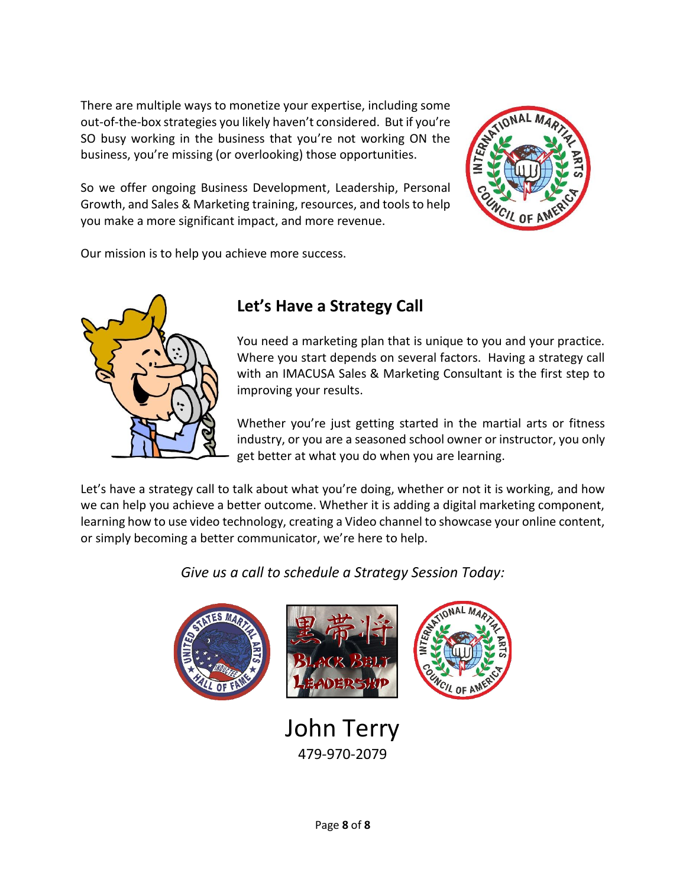There are multiple ways to monetize your expertise, including some out-of-the-box strategies you likely haven't considered. But if you're SO busy working in the business that you're not working ON the business, you're missing (or overlooking) those opportunities.

So we offer ongoing Business Development, Leadership, Personal Growth, and Sales & Marketing training, resources, and tools to help you make a more significant impact, and more revenue.

Our mission is to help you achieve more success.

## Let's Have a Strategy Call

You need a marketing plan that is unique to you and your practice. Where you start depends on several factors. Having a strategy call with an IMACUSA Sales & Marketing Consultant is the first step to improving your results.

Whether you're just getting started in the martial arts or fitness industry, or you are a seasoned school owner or instructor, you only get better at what you do when you are learning.

Let's have a strategy call to talk about what you're doing, whether or not it is working, and how we can help you achieve a better outcome. Whether it is adding a digital marketing component, learning how to use video technology, creating a Video channel to showcase your online content, or simply becoming a better communicator, we're here to help.

*Give us a call to schedule a Strategy Session Today:*

John Terry

479-970-2079